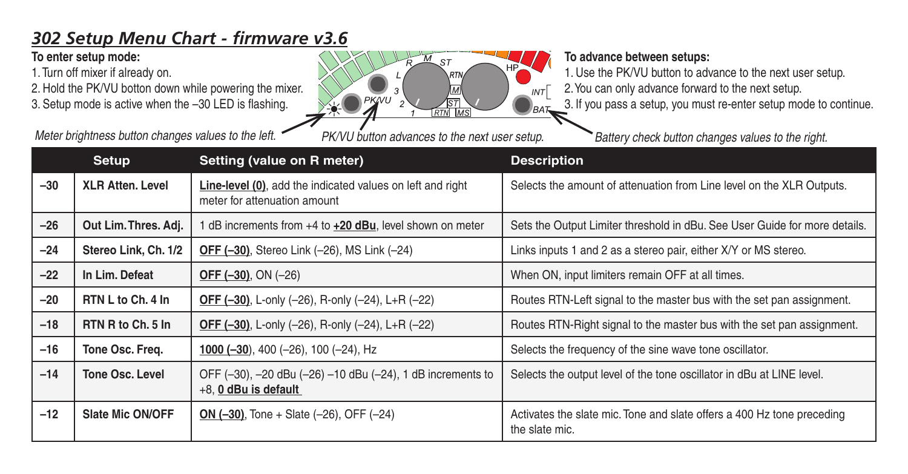## *302 Setup Menu Chart - firmware v3.6*

**To enter setup mode:**

1. Turn off mixer if already on.
2. Hold the PK/VU botton down while powering the mixer.
3. Setup mode is active when the –30 LED is flashing.

**To advance between setups:**

1. Use the PK/VU button to advance to the next user setup.
2. You can only advance forward to the next setup.
3. If you pass a setup, you must re-enter setup mode to continue.

*Meter brightness button changes values to the left.*

*PK/VU button advances to the next user setup.*

*Battery check button changes values to the right.*

| | Setup | Setting (value on R meter) | Description |
|---|---|---|---|
| –30 | **XLR Atten. Level** | <u>Line-level (0)</u>, add the indicated values on left and right meter for attenuation amount | Selects the amount of attenuation from Line level on the XLR Outputs. |
| –26 | **Out Lim. Thres. Adj.** | 1 dB increments from +4 to <u>**+20 dBu**</u>, level shown on meter | Sets the Output Limiter threshold in dBu. See User Guide for more details. |
| –24 | **Stereo Link, Ch. 1/2** | <u>**OFF (–30)**</u>, Stereo Link (–26), MS Link (–24) | Links inputs 1 and 2 as a stereo pair, either X/Y or MS stereo. |
| –22 | **In Lim. Defeat** | <u>**OFF (–30)**</u>, ON (–26) | When ON, input limiters remain OFF at all times. |
| –20 | **RTN L to Ch. 4 In** | <u>**OFF (–30)**</u>, L-only (–26), R-only (–24), L+R (–22) | Routes RTN-Left signal to the master bus with the set pan assignment. |
| –18 | **RTN R to Ch. 5 In** | <u>**OFF (–30)**</u>, L-only (–26), R-only (–24), L+R (–22) | Routes RTN-Right signal to the master bus with the set pan assignment. |
| –16 | **Tone Osc. Freq.** | <u>**1000 (–30**</u>), 400 (–26), 100 (–24), Hz | Selects the frequency of the sine wave tone oscillator. |
| –14 | **Tone Osc. Level** | OFF (–30), –20 dBu (–26) –10 dBu (–24), 1 dB increments to +8, <u>**0 dBu is default**</u> | Selects the output level of the tone oscillator in dBu at LINE level. |
| –12 | **Slate Mic ON/OFF** | <u>**ON (–30)**</u>, Tone + Slate (–26), OFF (–24) | Activates the slate mic. Tone and slate offers a 400 Hz tone preceding the slate mic. |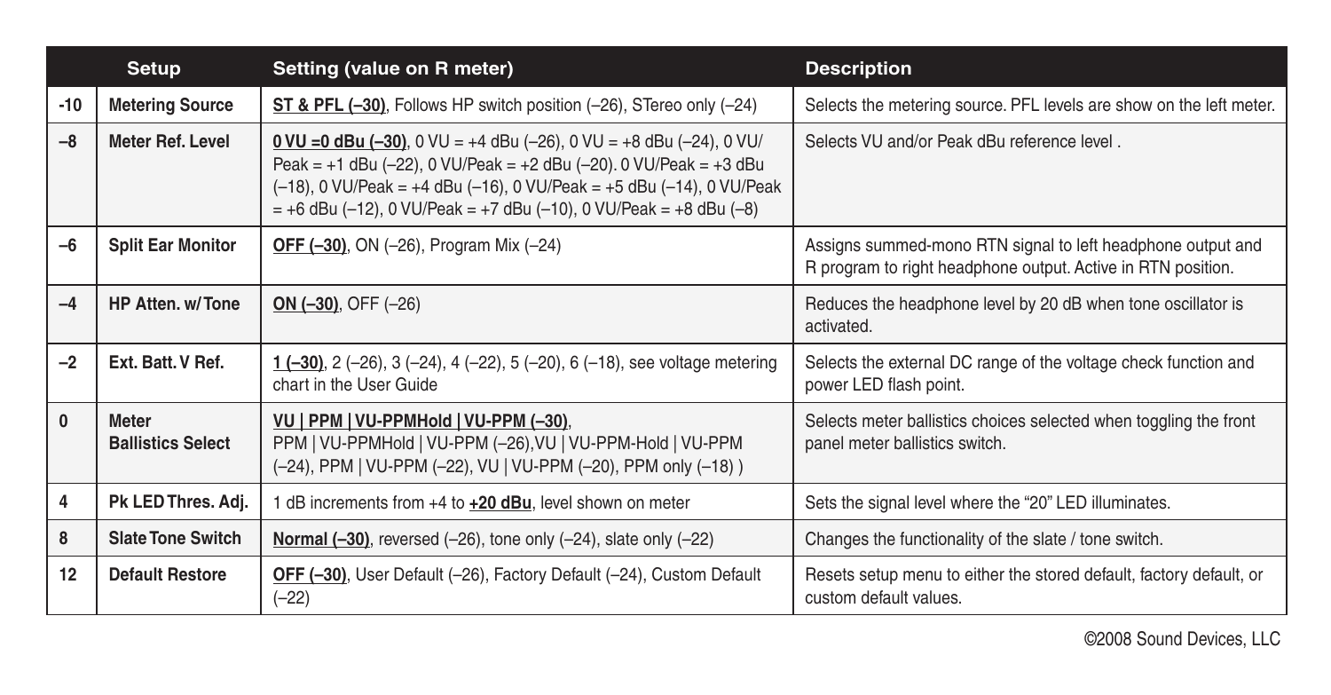| | Setup | Setting (value on R meter) | Description |
|---|---|---|---|
| -10 | **Metering Source** | <u>**ST & PFL (–30)**</u>, Follows HP switch position (–26), STereo only (–24) | Selects the metering source. PFL levels are show on the left meter. |
| –8 | **Meter Ref. Level** | <u>**0 VU =0 dBu (–30)**</u>, 0 VU = +4 dBu (–26), 0 VU = +8 dBu (–24), 0 VU/ Peak = +1 dBu (–22), 0 VU/Peak = +2 dBu (–20). 0 VU/Peak = +3 dBu (–18), 0 VU/Peak = +4 dBu (–16), 0 VU/Peak = +5 dBu (–14), 0 VU/Peak = +6 dBu (–12), 0 VU/Peak = +7 dBu (–10), 0 VU/Peak = +8 dBu (–8) | Selects VU and/or Peak dBu reference level . |
| –6 | **Split Ear Monitor** | <u>**OFF (–30)**</u>, ON (–26), Program Mix (–24) | Assigns summed-mono RTN signal to left headphone output and R program to right headphone output. Active in RTN position. |
| –4 | **HP Atten. w/Tone** | <u>**ON (–30)**</u>, OFF (–26) | Reduces the headphone level by 20 dB when tone oscillator is activated. |
| –2 | **Ext. Batt. V Ref.** | <u>**1 (–30)**</u>, 2 (–26), 3 (–24), 4 (–22), 5 (–20), 6 (–18), see voltage metering chart in the User Guide | Selects the external DC range of the voltage check function and power LED flash point. |
| 0 | **Meter Ballistics Select** | <u>**VU \| PPM \| VU-PPMHold \| VU-PPM (–30)**</u>, PPM \| VU-PPMHold \| VU-PPM (–26),VU \| VU-PPM-Hold \| VU-PPM (–24), PPM \| VU-PPM (–22), VU \| VU-PPM (–20), PPM only (–18) ) | Selects meter ballistics choices selected when toggling the front panel meter ballistics switch. |
| 4 | **Pk LED Thres. Adj.** | 1 dB increments from +4 to <u>**+20 dBu**</u>, level shown on meter | Sets the signal level where the "20" LED illuminates. |
| 8 | **Slate Tone Switch** | <u>**Normal (–30)**</u>, reversed (–26), tone only (–24), slate only (–22) | Changes the functionality of the slate / tone switch. |
| 12 | **Default Restore** | <u>**OFF (–30)**</u>, User Default (–26), Factory Default (–24), Custom Default (–22) | Resets setup menu to either the stored default, factory default, or custom default values. |

©2008 Sound Devices, LLC